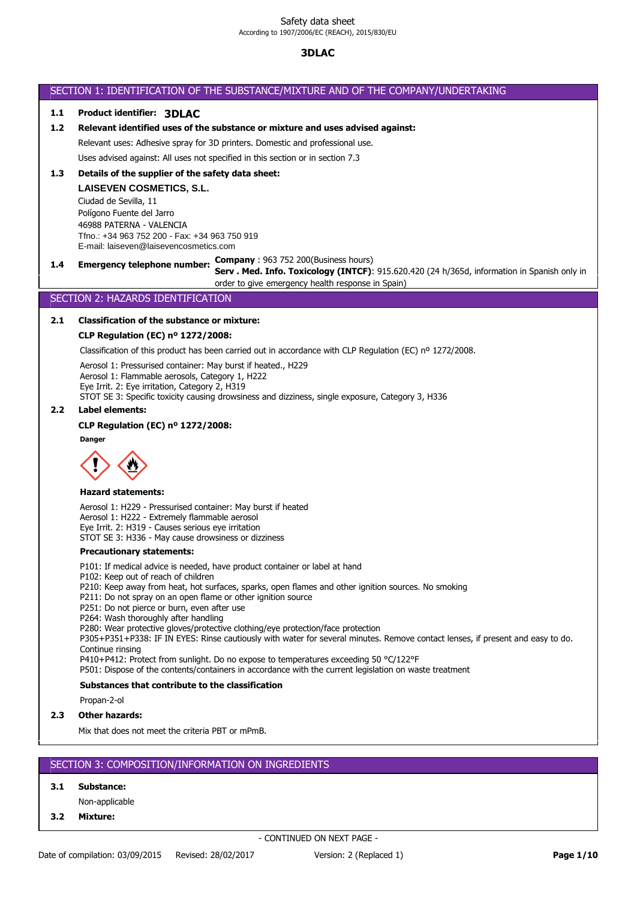# 3DLAC

## SECTION 1: IDENTIFICATION OF THE SUBSTANCE/MIXTURE AND OF THE COMPANY/UNDERTAKING

**1.1 Product identifier: 3DLAC**

**1.2 Relevant identified uses of the substance or mixture and uses advised against:**

Relevant uses: Adhesive spray for 3D printers. Domestic and professional use.

Uses advised against: All uses not specified in this section or in section 7.3

**1.3 Details of the supplier of the safety data sheet:**

**LAISEVEN COSMETICS, S.L.**
Ciudad de Sevilla, 11
Polígono Fuente del Jarro
46988 PATERNA - VALENCIA
Tfno.: +34 963 752 200 - Fax: +34 963 750 919
E-mail: laiseven@laisevencosmetics.com

**1.4 Emergency telephone number:** **Company** : 963 752 200(Business hours)
**Serv . Med. Info. Toxicology (INTCF)**: 915.620.420 (24 h/365d, information in Spanish only in order to give emergency health response in Spain)

## SECTION 2: HAZARDS IDENTIFICATION

**2.1 Classification of the substance or mixture:**

**CLP Regulation (EC) nº 1272/2008:**

Classification of this product has been carried out in accordance with CLP Regulation (EC) nº 1272/2008.

Aerosol 1: Pressurised container: May burst if heated., H229
Aerosol 1: Flammable aerosols, Category 1, H222
Eye Irrit. 2: Eye irritation, Category 2, H319
STOT SE 3: Specific toxicity causing drowsiness and dizziness, single exposure, Category 3, H336

**2.2 Label elements:**

**CLP Regulation (EC) nº 1272/2008:**

**Danger**

**Hazard statements:**

Aerosol 1: H229 - Pressurised container: May burst if heated
Aerosol 1: H222 - Extremely flammable aerosol
Eye Irrit. 2: H319 - Causes serious eye irritation
STOT SE 3: H336 - May cause drowsiness or dizziness

**Precautionary statements:**

P101: If medical advice is needed, have product container or label at hand
P102: Keep out of reach of children
P210: Keep away from heat, hot surfaces, sparks, open flames and other ignition sources. No smoking
P211: Do not spray on an open flame or other ignition source
P251: Do not pierce or burn, even after use
P264: Wash thoroughly after handling
P280: Wear protective gloves/protective clothing/eye protection/face protection
P305+P351+P338: IF IN EYES: Rinse cautiously with water for several minutes. Remove contact lenses, if present and easy to do. Continue rinsing
P410+P412: Protect from sunlight. Do no expose to temperatures exceeding 50 °C/122°F
P501: Dispose of the contents/containers in accordance with the current legislation on waste treatment

**Substances that contribute to the classification**

Propan-2-ol

**2.3 Other hazards:**

Mix that does not meet the criteria PBT or mPmB.

## SECTION 3: COMPOSITION/INFORMATION ON INGREDIENTS

**3.1 Substance:**

Non-applicable

**3.2 Mixture:**

- CONTINUED ON NEXT PAGE -

Date of compilation: 03/09/2015 Revised: 28/02/2017 Version: 2 (Replaced 1)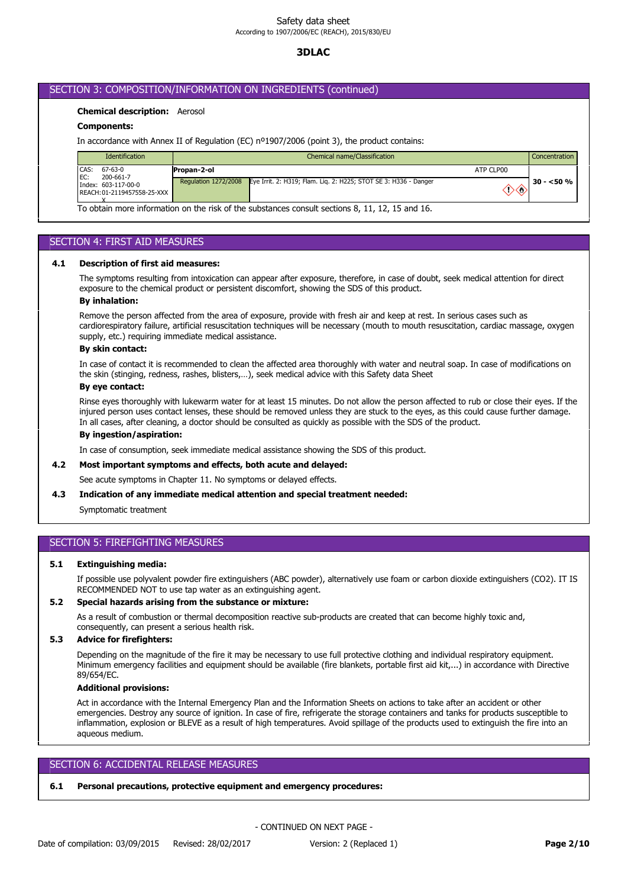## SECTION 3: COMPOSITION/INFORMATION ON INGREDIENTS (continued)

**Chemical description:** Aerosol

**Components:**

In accordance with Annex II of Regulation (EC) nº1907/2006 (point 3), the product contains:

| Identification | Chemical name/Classification | | Concentration |
|---|---|---|---|
| CAS: 67-63-0<br>EC: 200-661-7<br>Index: 603-117-00-0<br>REACH: 01-2119457558-25-XXXX | **Propan-2-ol** | ATP CLP00 | **30 - <50 %** |
| | Regulation 1272/2008 | Eye Irrit. 2: H319; Flam. Liq. 2: H225; STOT SE 3: H336 - Danger | |

To obtain more information on the risk of the substances consult sections 8, 11, 12, 15 and 16.

## SECTION 4: FIRST AID MEASURES

### 4.1 Description of first aid measures:

The symptoms resulting from intoxication can appear after exposure, therefore, in case of doubt, seek medical attention for direct exposure to the chemical product or persistent discomfort, showing the SDS of this product.

**By inhalation:**

Remove the person affected from the area of exposure, provide with fresh air and keep at rest. In serious cases such as cardiorespiratory failure, artificial resuscitation techniques will be necessary (mouth to mouth resuscitation, cardiac massage, oxygen supply, etc.) requiring immediate medical assistance.

**By skin contact:**

In case of contact it is recommended to clean the affected area thoroughly with water and neutral soap. In case of modifications on the skin (stinging, redness, rashes, blisters,…), seek medical advice with this Safety data Sheet

**By eye contact:**

Rinse eyes thoroughly with lukewarm water for at least 15 minutes. Do not allow the person affected to rub or close their eyes. If the injured person uses contact lenses, these should be removed unless they are stuck to the eyes, as this could cause further damage. In all cases, after cleaning, a doctor should be consulted as quickly as possible with the SDS of the product.

**By ingestion/aspiration:**

In case of consumption, seek immediate medical assistance showing the SDS of this product.

### 4.2 Most important symptoms and effects, both acute and delayed:

See acute symptoms in Chapter 11. No symptoms or delayed effects.

### 4.3 Indication of any immediate medical attention and special treatment needed:

Symptomatic treatment

## SECTION 5: FIREFIGHTING MEASURES

### 5.1 Extinguishing media:

If possible use polyvalent powder fire extinguishers (ABC powder), alternatively use foam or carbon dioxide extinguishers ($CO_2$). IT IS RECOMMENDED NOT to use tap water as an extinguishing agent.

### 5.2 Special hazards arising from the substance or mixture:

As a result of combustion or thermal decomposition reactive sub-products are created that can become highly toxic and, consequently, can present a serious health risk.

### 5.3 Advice for firefighters:

Depending on the magnitude of the fire it may be necessary to use full protective clothing and individual respiratory equipment. Minimum emergency facilities and equipment should be available (fire blankets, portable first aid kit,...) in accordance with Directive 89/654/EC.

**Additional provisions:**

Act in accordance with the Internal Emergency Plan and the Information Sheets on actions to take after an accident or other emergencies. Destroy any source of ignition. In case of fire, refrigerate the storage containers and tanks for products susceptible to inflammation, explosion or BLEVE as a result of high temperatures. Avoid spillage of the products used to extinguish the fire into an aqueous medium.

## SECTION 6: ACCIDENTAL RELEASE MEASURES

### 6.1 Personal precautions, protective equipment and emergency procedures: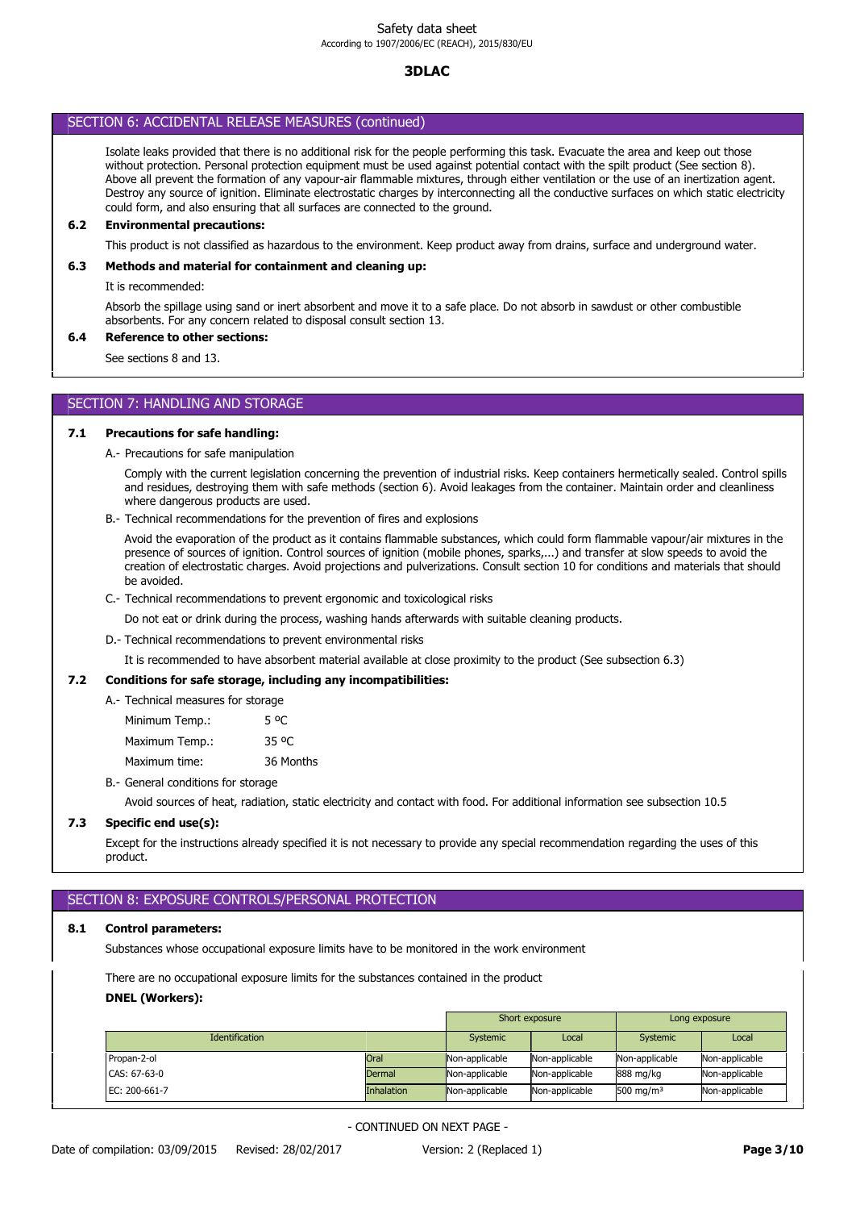## SECTION 6: ACCIDENTAL RELEASE MEASURES (continued)

Isolate leaks provided that there is no additional risk for the people performing this task. Evacuate the area and keep out those without protection. Personal protection equipment must be used against potential contact with the spilt product (See section 8). Above all prevent the formation of any vapour-air flammable mixtures, through either ventilation or the use of an inertization agent. Destroy any source of ignition. Eliminate electrostatic charges by interconnecting all the conductive surfaces on which static electricity could form, and also ensuring that all surfaces are connected to the ground.

### 6.2 Environmental precautions:

This product is not classified as hazardous to the environment. Keep product away from drains, surface and underground water.

### 6.3 Methods and material for containment and cleaning up:

It is recommended:

Absorb the spillage using sand or inert absorbent and move it to a safe place. Do not absorb in sawdust or other combustible absorbents. For any concern related to disposal consult section 13.

### 6.4 Reference to other sections:

See sections 8 and 13.

## SECTION 7: HANDLING AND STORAGE

### 7.1 Precautions for safe handling:

A.- Precautions for safe manipulation

Comply with the current legislation concerning the prevention of industrial risks. Keep containers hermetically sealed. Control spills and residues, destroying them with safe methods (section 6). Avoid leakages from the container. Maintain order and cleanliness where dangerous products are used.

B.- Technical recommendations for the prevention of fires and explosions

Avoid the evaporation of the product as it contains flammable substances, which could form flammable vapour/air mixtures in the presence of sources of ignition. Control sources of ignition (mobile phones, sparks,...) and transfer at slow speeds to avoid the creation of electrostatic charges. Avoid projections and pulverizations. Consult section 10 for conditions and materials that should be avoided.

C.- Technical recommendations to prevent ergonomic and toxicological risks

Do not eat or drink during the process, washing hands afterwards with suitable cleaning products.

D.- Technical recommendations to prevent environmental risks

It is recommended to have absorbent material available at close proximity to the product (See subsection 6.3)

### 7.2 Conditions for safe storage, including any incompatibilities:

A.- Technical measures for storage

Minimum Temp.: 5 ºC

Maximum Temp.: 35 ºC

Maximum time: 36 Months

B.- General conditions for storage

Avoid sources of heat, radiation, static electricity and contact with food. For additional information see subsection 10.5

### 7.3 Specific end use(s):

Except for the instructions already specified it is not necessary to provide any special recommendation regarding the uses of this product.

## SECTION 8: EXPOSURE CONTROLS/PERSONAL PROTECTION

### 8.1 Control parameters:

Substances whose occupational exposure limits have to be monitored in the work environment

There are no occupational exposure limits for the substances contained in the product

**DNEL (Workers):**

| | | Short exposure | | Long exposure | |
|---|---|---|---|---|---|
| Identification | | Systemic | Local | Systemic | Local |
| Propan-2-ol | Oral | Non-applicable | Non-applicable | Non-applicable | Non-applicable |
| CAS: 67-63-0 | Dermal | Non-applicable | Non-applicable | 888 mg/kg | Non-applicable |
| EC: 200-661-7 | Inhalation | Non-applicable | Non-applicable | 500 mg/m³ | Non-applicable |

- CONTINUED ON NEXT PAGE -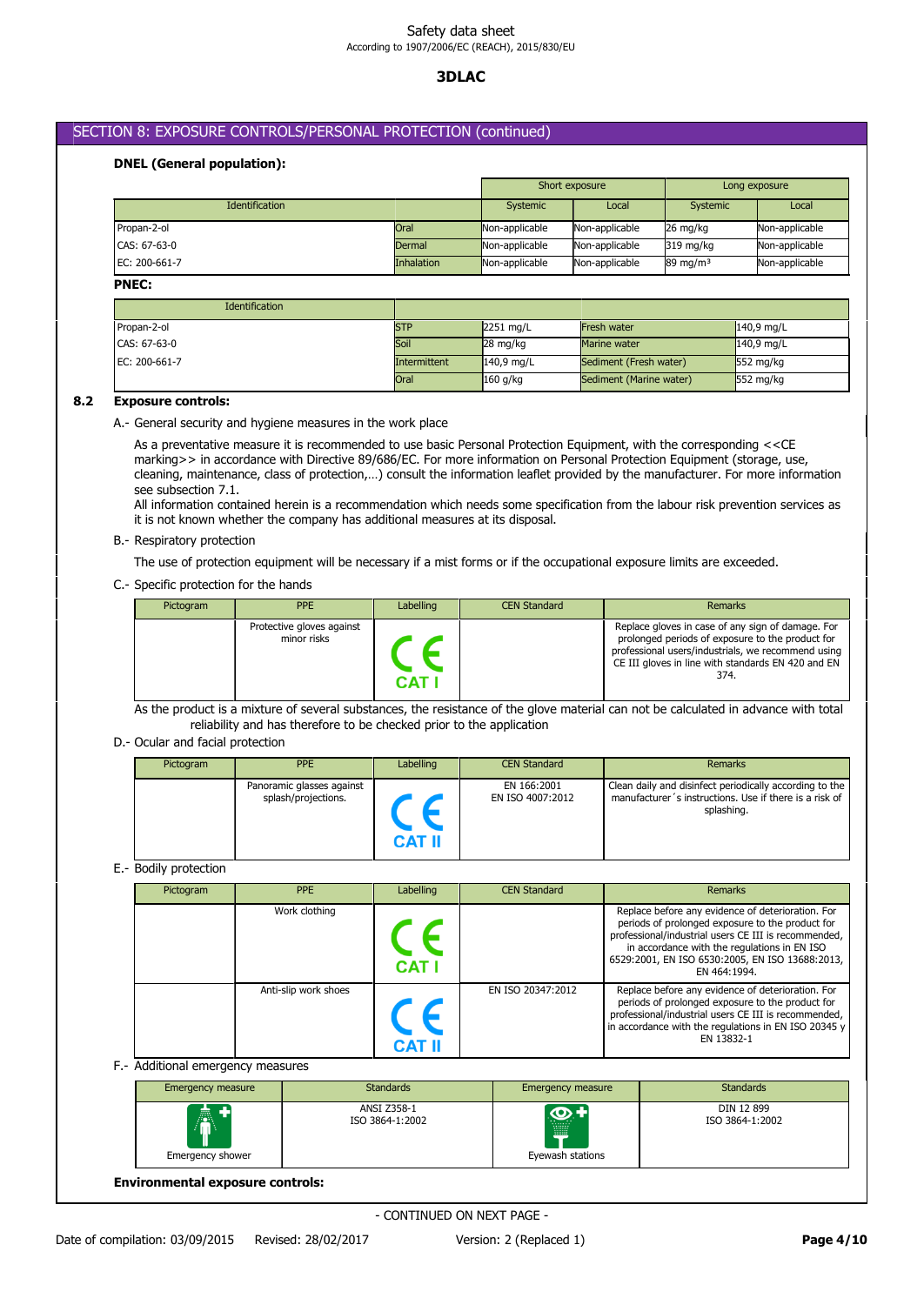## SECTION 8: EXPOSURE CONTROLS/PERSONAL PROTECTION (continued)

**DNEL (General population):**

| Identification | | Short exposure | | Long exposure | |
|---|---|---|---|---|---|
| | | Systemic | Local | Systemic | Local |
| Propan-2-ol | Oral | Non-applicable | Non-applicable | 26 mg/kg | Non-applicable |
| CAS: 67-63-0 | Dermal | Non-applicable | Non-applicable | 319 mg/kg | Non-applicable |
| EC: 200-661-7 | Inhalation | Non-applicable | Non-applicable | 89 mg/m³ | Non-applicable |

**PNEC:**

| Identification | | | | |
|---|---|---|---|---|
| Propan-2-ol | STP | 2251 mg/L | Fresh water | 140,9 mg/L |
| CAS: 67-63-0 | Soil | 28 mg/kg | Marine water | 140,9 mg/L |
| EC: 200-661-7 | Intermittent | 140,9 mg/L | Sediment (Fresh water) | 552 mg/kg |
| | Oral | 160 g/kg | Sediment (Marine water) | 552 mg/kg |

### 8.2 Exposure controls:

A.- General security and hygiene measures in the work place

As a preventative measure it is recommended to use basic Personal Protection Equipment, with the corresponding <<CE marking>> in accordance with Directive 89/686/EC. For more information on Personal Protection Equipment (storage, use, cleaning, maintenance, class of protection,…) consult the information leaflet provided by the manufacturer. For more information see subsection 7.1.
All information contained herein is a recommendation which needs some specification from the labour risk prevention services as it is not known whether the company has additional measures at its disposal.

B.- Respiratory protection

The use of protection equipment will be necessary if a mist forms or if the occupational exposure limits are exceeded.

C.- Specific protection for the hands

| Pictogram | PPE | Labelling | CEN Standard | Remarks |
|---|---|---|---|---|
| | Protective gloves against minor risks | CE CAT I | | Replace gloves in case of any sign of damage. For prolonged periods of exposure to the product for professional users/industrials, we recommend using CE III gloves in line with standards EN 420 and EN 374. |

As the product is a mixture of several substances, the resistance of the glove material can not be calculated in advance with total reliability and has therefore to be checked prior to the application

D.- Ocular and facial protection

| Pictogram | PPE | Labelling | CEN Standard | Remarks |
|---|---|---|---|---|
| | Panoramic glasses against splash/projections. | CE CAT II | EN 166:2001<br>EN ISO 4007:2012 | Clean daily and disinfect periodically according to the manufacturer´s instructions. Use if there is a risk of splashing. |

E.- Bodily protection

| Pictogram | PPE | Labelling | CEN Standard | Remarks |
|---|---|---|---|---|
| | Work clothing | CE CAT I | | Replace before any evidence of deterioration. For periods of prolonged exposure to the product for professional/industrial users CE III is recommended, in accordance with the regulations in EN ISO 6529:2001, EN ISO 6530:2005, EN ISO 13688:2013, EN 464:1994. |
| | Anti-slip work shoes | CE CAT II | EN ISO 20347:2012 | Replace before any evidence of deterioration. For periods of prolonged exposure to the product for professional/industrial users CE III is recommended, in accordance with the regulations in EN ISO 20345 y EN 13832-1 |

F.- Additional emergency measures

| Emergency measure | Standards | Emergency measure | Standards |
|---|---|---|---|
| Emergency shower | ANSI Z358-1<br>ISO 3864-1:2002 | Eyewash stations | DIN 12 899<br>ISO 3864-1:2002 |

**Environmental exposure controls:**

- CONTINUED ON NEXT PAGE -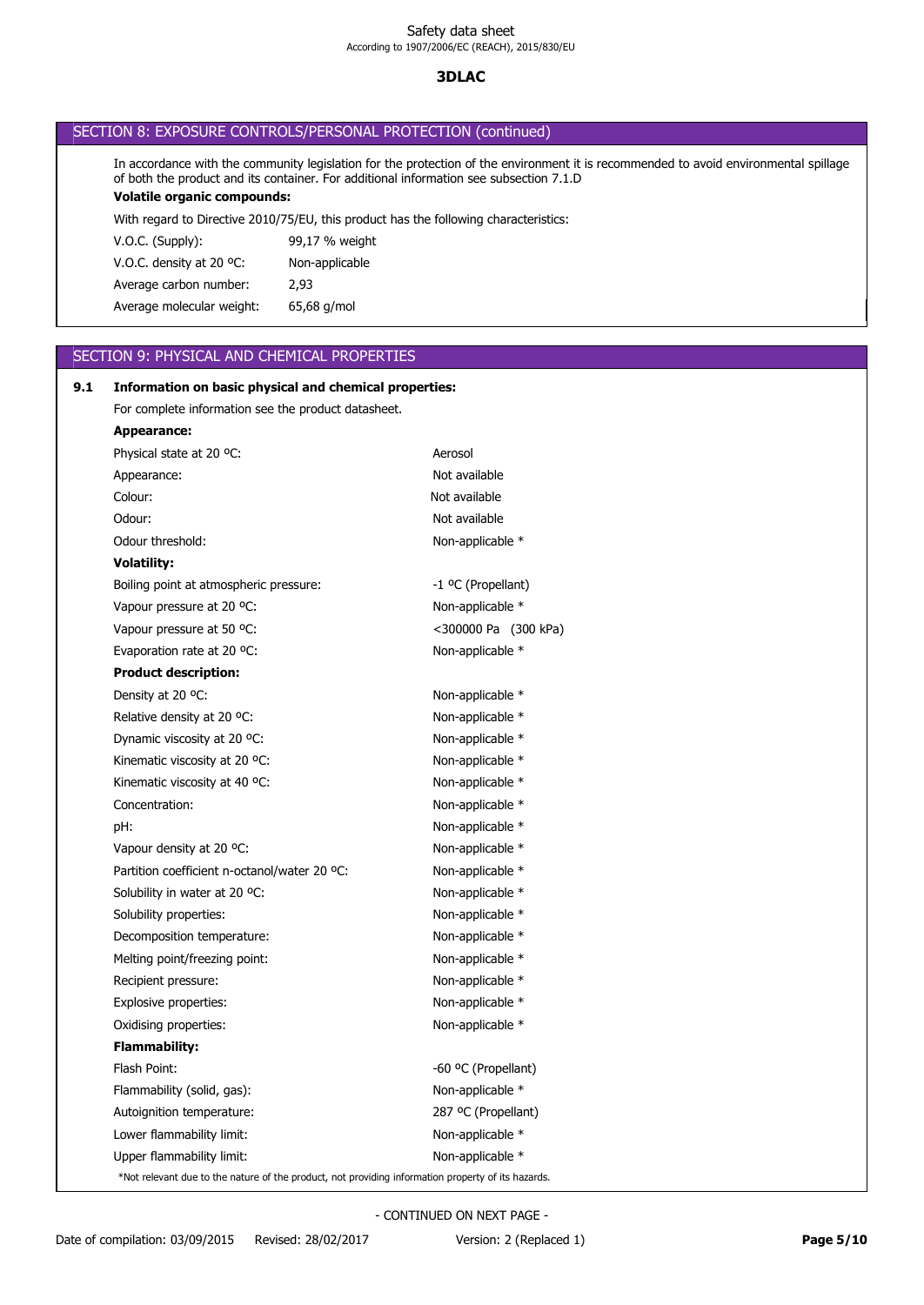## SECTION 8: EXPOSURE CONTROLS/PERSONAL PROTECTION (continued)

In accordance with the community legislation for the protection of the environment it is recommended to avoid environmental spillage of both the product and its container. For additional information see subsection 7.1.D

**Volatile organic compounds:**

With regard to Directive 2010/75/EU, this product has the following characteristics:

| | |
|---|---|
| V.O.C. (Supply): | 99,17 % weight |
| V.O.C. density at 20 ºC: | Non-applicable |
| Average carbon number: | 2,93 |
| Average molecular weight: | 65,68 g/mol |

## SECTION 9: PHYSICAL AND CHEMICAL PROPERTIES

**9.1 Information on basic physical and chemical properties:**

For complete information see the product datasheet.

**Appearance:**

| | |
|---|---|
| Physical state at 20 ºC: | Aerosol |
| Appearance: | Not available |
| Colour: | Not available |
| Odour: | Not available |
| Odour threshold: | Non-applicable * |

**Volatility:**

| | |
|---|---|
| Boiling point at atmospheric pressure: | -1 ºC (Propellant) |
| Vapour pressure at 20 ºC: | Non-applicable * |
| Vapour pressure at 50 ºC: | <300000 Pa (300 kPa) |
| Evaporation rate at 20 ºC: | Non-applicable * |

**Product description:**

| | |
|---|---|
| Density at 20 ºC: | Non-applicable * |
| Relative density at 20 ºC: | Non-applicable * |
| Dynamic viscosity at 20 ºC: | Non-applicable * |
| Kinematic viscosity at 20 ºC: | Non-applicable * |
| Kinematic viscosity at 40 ºC: | Non-applicable * |
| Concentration: | Non-applicable * |
| pH: | Non-applicable * |
| Vapour density at 20 ºC: | Non-applicable * |
| Partition coefficient n-octanol/water 20 ºC: | Non-applicable * |
| Solubility in water at 20 ºC: | Non-applicable * |
| Solubility properties: | Non-applicable * |
| Decomposition temperature: | Non-applicable * |
| Melting point/freezing point: | Non-applicable * |
| Recipient pressure: | Non-applicable * |
| Explosive properties: | Non-applicable * |
| Oxidising properties: | Non-applicable * |

**Flammability:**

| | |
|---|---|
| Flash Point: | -60 ºC (Propellant) |
| Flammability (solid, gas): | Non-applicable * |
| Autoignition temperature: | 287 ºC (Propellant) |
| Lower flammability limit: | Non-applicable * |
| Upper flammability limit: | Non-applicable * |

*Not relevant due to the nature of the product, not providing information property of its hazards.

- CONTINUED ON NEXT PAGE -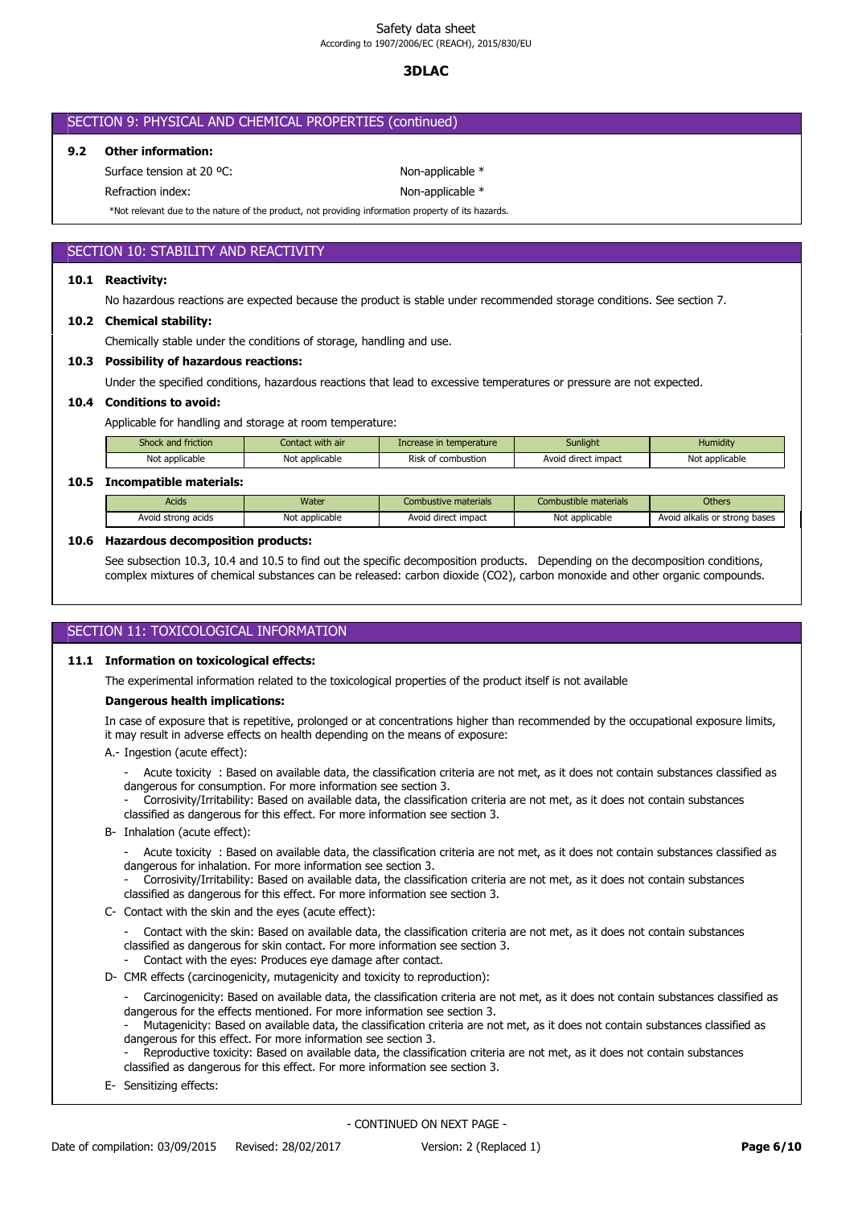## SECTION 9: PHYSICAL AND CHEMICAL PROPERTIES (continued)

### 9.2 Other information:

Surface tension at 20 ºC: Non-applicable *

Refraction index: Non-applicable *

*Not relevant due to the nature of the product, not providing information property of its hazards.

## SECTION 10: STABILITY AND REACTIVITY

### 10.1 Reactivity:

No hazardous reactions are expected because the product is stable under recommended storage conditions. See section 7.

### 10.2 Chemical stability:

Chemically stable under the conditions of storage, handling and use.

### 10.3 Possibility of hazardous reactions:

Under the specified conditions, hazardous reactions that lead to excessive temperatures or pressure are not expected.

### 10.4 Conditions to avoid:

Applicable for handling and storage at room temperature:

| Shock and friction | Contact with air | Increase in temperature | Sunlight | Humidity |
|---|---|---|---|---|
| Not applicable | Not applicable | Risk of combustion | Avoid direct impact | Not applicable |

### 10.5 Incompatible materials:

| Acids | Water | Combustive materials | Combustible materials | Others |
|---|---|---|---|---|
| Avoid strong acids | Not applicable | Avoid direct impact | Not applicable | Avoid alkalis or strong bases |

### 10.6 Hazardous decomposition products:

See subsection 10.3, 10.4 and 10.5 to find out the specific decomposition products. Depending on the decomposition conditions, complex mixtures of chemical substances can be released: carbon dioxide ($CO_2$), carbon monoxide and other organic compounds.

## SECTION 11: TOXICOLOGICAL INFORMATION

### 11.1 Information on toxicological effects:

The experimental information related to the toxicological properties of the product itself is not available

**Dangerous health implications:**

In case of exposure that is repetitive, prolonged or at concentrations higher than recommended by the occupational exposure limits, it may result in adverse effects on health depending on the means of exposure:

A.- Ingestion (acute effect):

- Acute toxicity : Based on available data, the classification criteria are not met, as it does not contain substances classified as dangerous for consumption. For more information see section 3.
- Corrosivity/Irritability: Based on available data, the classification criteria are not met, as it does not contain substances classified as dangerous for this effect. For more information see section 3.

B- Inhalation (acute effect):

- Acute toxicity : Based on available data, the classification criteria are not met, as it does not contain substances classified as dangerous for inhalation. For more information see section 3.
- Corrosivity/Irritability: Based on available data, the classification criteria are not met, as it does not contain substances classified as dangerous for this effect. For more information see section 3.

C- Contact with the skin and the eyes (acute effect):

- Contact with the skin: Based on available data, the classification criteria are not met, as it does not contain substances classified as dangerous for skin contact. For more information see section 3.
- Contact with the eyes: Produces eye damage after contact.

D- CMR effects (carcinogenicity, mutagenicity and toxicity to reproduction):

- Carcinogenicity: Based on available data, the classification criteria are not met, as it does not contain substances classified as dangerous for the effects mentioned. For more information see section 3.
- Mutagenicity: Based on available data, the classification criteria are not met, as it does not contain substances classified as dangerous for this effect. For more information see section 3.
- Reproductive toxicity: Based on available data, the classification criteria are not met, as it does not contain substances classified as dangerous for this effect. For more information see section 3.

E- Sensitizing effects: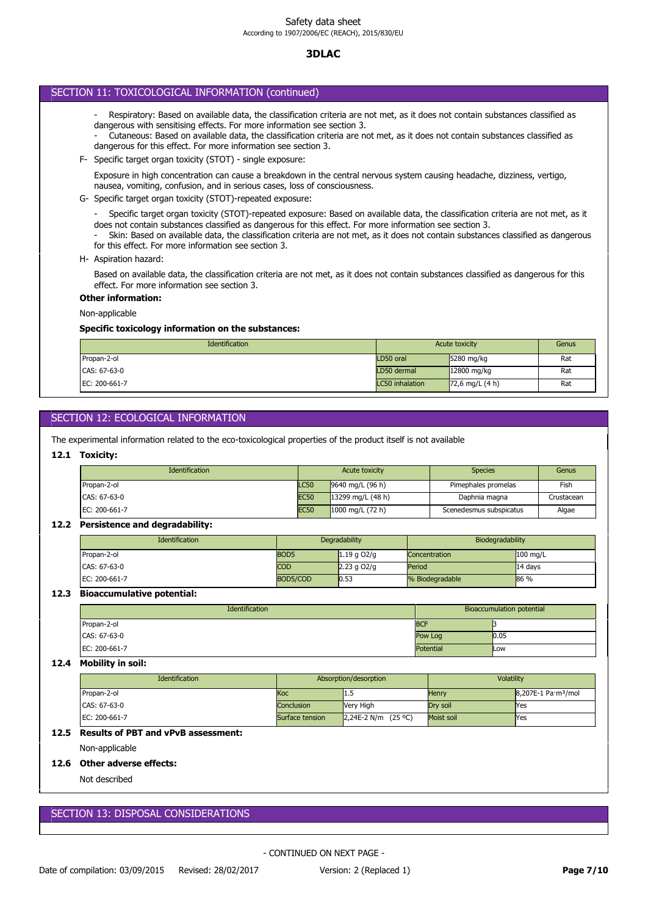## SECTION 11: TOXICOLOGICAL INFORMATION (continued)

- Respiratory: Based on available data, the classification criteria are not met, as it does not contain substances classified as dangerous with sensitising effects. For more information see section 3.
- Cutaneous: Based on available data, the classification criteria are not met, as it does not contain substances classified as dangerous for this effect. For more information see section 3.

F- Specific target organ toxicity (STOT) - single exposure:

Exposure in high concentration can cause a breakdown in the central nervous system causing headache, dizziness, vertigo, nausea, vomiting, confusion, and in serious cases, loss of consciousness.

G- Specific target organ toxicity (STOT)-repeated exposure:

- Specific target organ toxicity (STOT)-repeated exposure: Based on available data, the classification criteria are not met, as it does not contain substances classified as dangerous for this effect. For more information see section 3.
- Skin: Based on available data, the classification criteria are not met, as it does not contain substances classified as dangerous for this effect. For more information see section 3.

H- Aspiration hazard:

Based on available data, the classification criteria are not met, as it does not contain substances classified as dangerous for this effect. For more information see section 3.

**Other information:**

Non-applicable

**Specific toxicology information on the substances:**

| Identification | Acute toxicity | | Genus |
|---|---|---|---|
| Propan-2-ol | LD50 oral | 5280 mg/kg | Rat |
| CAS: 67-63-0 | LD50 dermal | 12800 mg/kg | Rat |
| EC: 200-661-7 | LC50 inhalation | 72,6 mg/L (4 h) | Rat |

## SECTION 12: ECOLOGICAL INFORMATION

The experimental information related to the eco-toxicological properties of the product itself is not available

### 12.1 Toxicity:

| Identification | Acute toxicity | | Species | Genus |
|---|---|---|---|---|
| Propan-2-ol | LC50 | 9640 mg/L (96 h) | Pimephales promelas | Fish |
| CAS: 67-63-0 | EC50 | 13299 mg/L (48 h) | Daphnia magna | Crustacean |
| EC: 200-661-7 | EC50 | 1000 mg/L (72 h) | Scenedesmus subspicatus | Algae |

### 12.2 Persistence and degradability:

| Identification | Degradability | | Biodegradability | |
|---|---|---|---|---|
| Propan-2-ol | BOD5 | 1.19 g O2/g | Concentration | 100 mg/L |
| CAS: 67-63-0 | COD | 2.23 g O2/g | Period | 14 days |
| EC: 200-661-7 | BOD5/COD | 0.53 | % Biodegradable | 86 % |

### 12.3 Bioaccumulative potential:

| Identification | Bioaccumulation potential | |
|---|---|---|
| Propan-2-ol | BCF | 3 |
| CAS: 67-63-0 | Pow Log | 0.05 |
| EC: 200-661-7 | Potential | Low |

### 12.4 Mobility in soil:

| Identification | Absorption/desorption | | Volatility | |
|---|---|---|---|---|
| Propan-2-ol | Koc | 1.5 | Henry | 8,207E-1 Pa·m³/mol |
| CAS: 67-63-0 | Conclusion | Very High | Dry soil | Yes |
| EC: 200-661-7 | Surface tension | 2,24E-2 N/m (25 ºC) | Moist soil | Yes |

### 12.5 Results of PBT and vPvB assessment:

Non-applicable

### 12.6 Other adverse effects:

Not described

## SECTION 13: DISPOSAL CONSIDERATIONS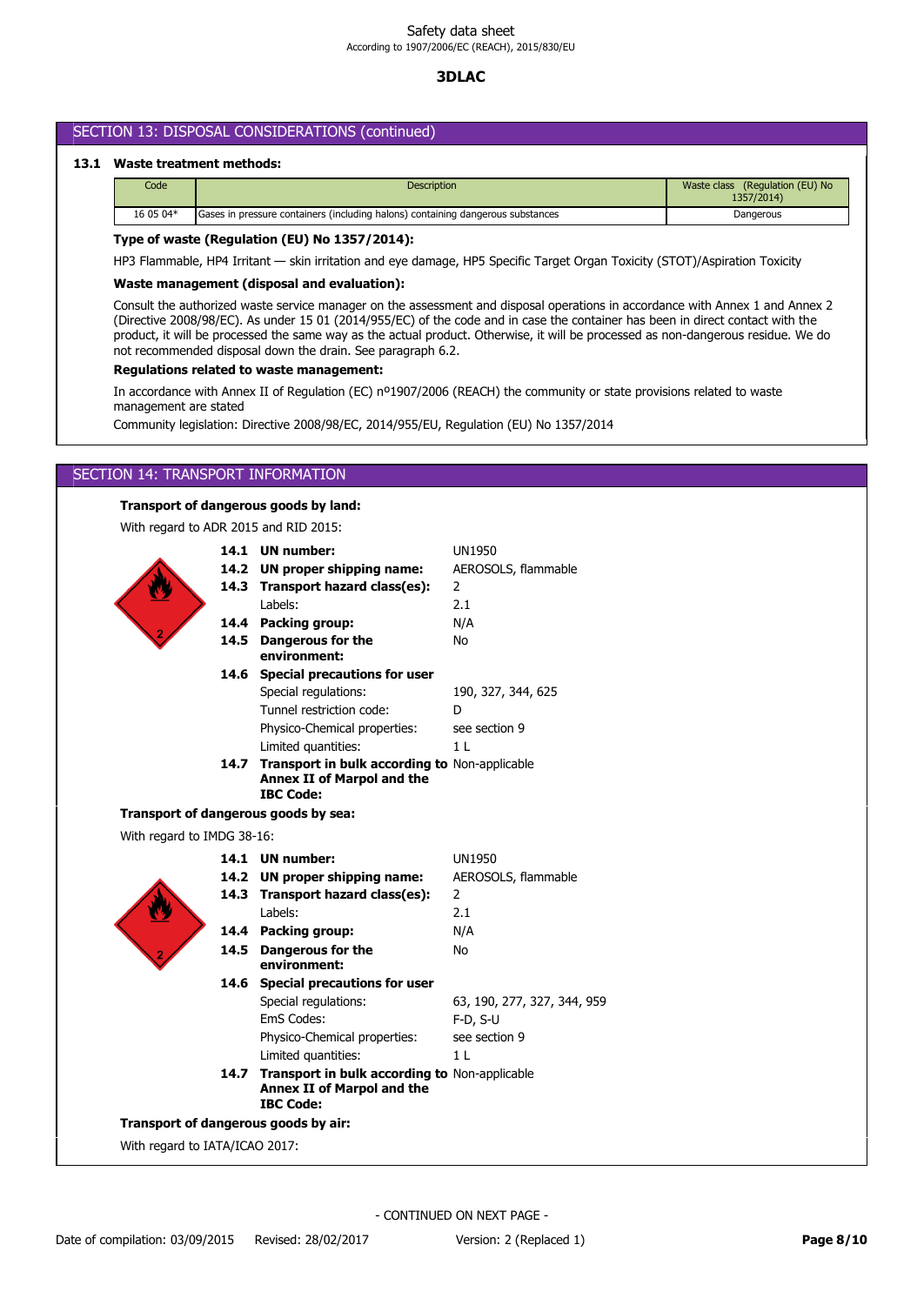## SECTION 13: DISPOSAL CONSIDERATIONS (continued)

### 13.1 Waste treatment methods:

| Code | Description | Waste class (Regulation (EU) No 1357/2014) |
|---|---|---|
| 16 05 04* | Gases in pressure containers (including halons) containing dangerous substances | Dangerous |

**Type of waste (Regulation (EU) No 1357/2014):**

HP3 Flammable, HP4 Irritant — skin irritation and eye damage, HP5 Specific Target Organ Toxicity (STOT)/Aspiration Toxicity

**Waste management (disposal and evaluation):**

Consult the authorized waste service manager on the assessment and disposal operations in accordance with Annex 1 and Annex 2 (Directive 2008/98/EC). As under 15 01 (2014/955/EC) of the code and in case the container has been in direct contact with the product, it will be processed the same way as the actual product. Otherwise, it will be processed as non-dangerous residue. We do not recommended disposal down the drain. See paragraph 6.2.

**Regulations related to waste management:**

In accordance with Annex II of Regulation (EC) nº1907/2006 (REACH) the community or state provisions related to waste management are stated

Community legislation: Directive 2008/98/EC, 2014/955/EU, Regulation (EU) No 1357/2014

## SECTION 14: TRANSPORT INFORMATION

**Transport of dangerous goods by land:**

With regard to ADR 2015 and RID 2015:

- **14.1 UN number:** UN1950
- **14.2 UN proper shipping name:** AEROSOLS, flammable
- **14.3 Transport hazard class(es):** 2
  - Labels: 2.1
- **14.4 Packing group:** N/A
- **14.5 Dangerous for the environment:** No
- **14.6 Special precautions for user**
  - Special regulations: 190, 327, 344, 625
  - Tunnel restriction code: D
  - Physico-Chemical properties: see section 9
  - Limited quantities: 1 L
- **14.7 Transport in bulk according to Annex II of Marpol and the IBC Code:** Non-applicable

**Transport of dangerous goods by sea:**

With regard to IMDG 38-16:

- **14.1 UN number:** UN1950
- **14.2 UN proper shipping name:** AEROSOLS, flammable
- **14.3 Transport hazard class(es):** 2
  - Labels: 2.1
- **14.4 Packing group:** N/A
- **14.5 Dangerous for the environment:** No
- **14.6 Special precautions for user**
  - Special regulations: 63, 190, 277, 327, 344, 959
  - EmS Codes: F-D, S-U
  - Physico-Chemical properties: see section 9
  - Limited quantities: 1 L
- **14.7 Transport in bulk according to Annex II of Marpol and the IBC Code:** Non-applicable

**Transport of dangerous goods by air:**

With regard to IATA/ICAO 2017:

- CONTINUED ON NEXT PAGE -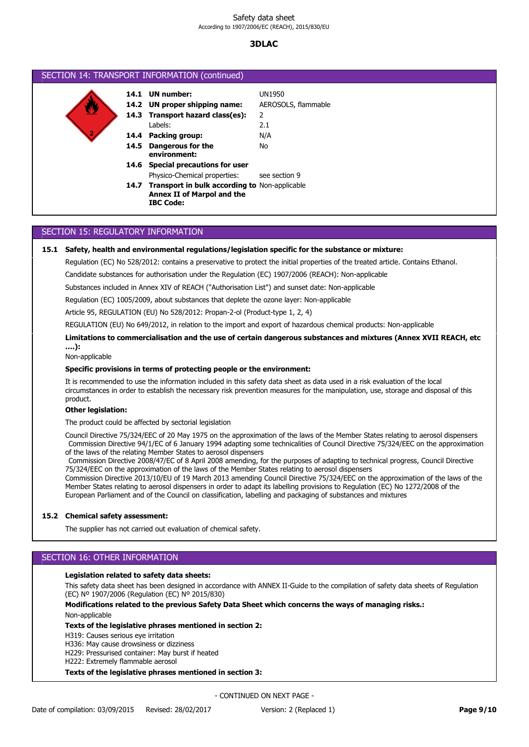## SECTION 14: TRANSPORT INFORMATION (continued)

| | | |
|---|---|---|
| **14.1** | **UN number:** | UN1950 |
| **14.2** | **UN proper shipping name:** | AEROSOLS, flammable |
| **14.3** | **Transport hazard class(es):** | 2 |
| | Labels: | 2.1 |
| **14.4** | **Packing group:** | N/A |
| **14.5** | **Dangerous for the environment:** | No |
| **14.6** | **Special precautions for user** | |
| | Physico-Chemical properties: | see section 9 |
| **14.7** | **Transport in bulk according to Annex II of Marpol and the IBC Code:** | Non-applicable |

## SECTION 15: REGULATORY INFORMATION

**15.1 Safety, health and environmental regulations/legislation specific for the substance or mixture:**

Regulation (EC) No 528/2012: contains a preservative to protect the initial properties of the treated article. Contains Ethanol.

Candidate substances for authorisation under the Regulation (EC) 1907/2006 (REACH): Non-applicable

Substances included in Annex XIV of REACH ("Authorisation List") and sunset date: Non-applicable

Regulation (EC) 1005/2009, about substances that deplete the ozone layer: Non-applicable

Article 95, REGULATION (EU) No 528/2012: Propan-2-ol (Product-type 1, 2, 4)

REGULATION (EU) No 649/2012, in relation to the import and export of hazardous chemical products: Non-applicable

**Limitations to commercialisation and the use of certain dangerous substances and mixtures (Annex XVII REACH, etc ….):**

Non-applicable

**Specific provisions in terms of protecting people or the environment:**

It is recommended to use the information included in this safety data sheet as data used in a risk evaluation of the local circumstances in order to establish the necessary risk prevention measures for the manipulation, use, storage and disposal of this product.

**Other legislation:**

The product could be affected by sectorial legislation

Council Directive 75/324/EEC of 20 May 1975 on the approximation of the laws of the Member States relating to aerosol dispensers
Commission Directive 94/1/EC of 6 January 1994 adapting some technicalities of Council Directive 75/324/EEC on the approximation of the laws of the relating Member States to aerosol dispensers
Commission Directive 2008/47/EC of 8 April 2008 amending, for the purposes of adapting to technical progress, Council Directive 75/324/EEC on the approximation of the laws of the Member States relating to aerosol dispensers
Commission Directive 2013/10/EU of 19 March 2013 amending Council Directive 75/324/EEC on the approximation of the laws of the Member States relating to aerosol dispensers in order to adapt its labelling provisions to Regulation (EC) No 1272/2008 of the European Parliament and of the Council on classification, labelling and packaging of substances and mixtures

**15.2 Chemical safety assessment:**

The supplier has not carried out evaluation of chemical safety.

## SECTION 16: OTHER INFORMATION

**Legislation related to safety data sheets:**

This safety data sheet has been designed in accordance with ANNEX II-Guide to the compilation of safety data sheets of Regulation (EC) Nº 1907/2006 (Regulation (EC) Nº 2015/830)

**Modifications related to the previous Safety Data Sheet which concerns the ways of managing risks.:**

Non-applicable

**Texts of the legislative phrases mentioned in section 2:**

H319: Causes serious eye irritation
H336: May cause drowsiness or dizziness
H229: Pressurised container: May burst if heated
H222: Extremely flammable aerosol

**Texts of the legislative phrases mentioned in section 3:**

- CONTINUED ON NEXT PAGE -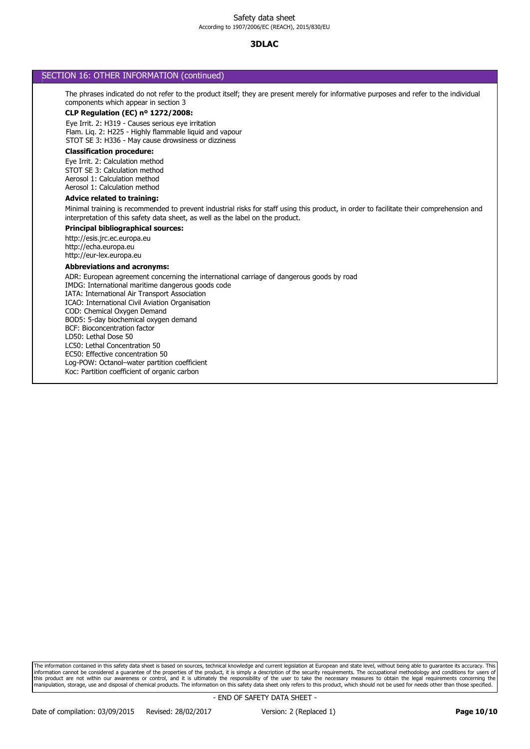## SECTION 16: OTHER INFORMATION (continued)

The phrases indicated do not refer to the product itself; they are present merely for informative purposes and refer to the individual components which appear in section 3

**CLP Regulation (EC) nº 1272/2008:**

Eye Irrit. 2: H319 - Causes serious eye irritation
Flam. Liq. 2: H225 - Highly flammable liquid and vapour
STOT SE 3: H336 - May cause drowsiness or dizziness

**Classification procedure:**

Eye Irrit. 2: Calculation method
STOT SE 3: Calculation method
Aerosol 1: Calculation method
Aerosol 1: Calculation method

**Advice related to training:**

Minimal training is recommended to prevent industrial risks for staff using this product, in order to facilitate their comprehension and interpretation of this safety data sheet, as well as the label on the product.

**Principal bibliographical sources:**

http://esis.jrc.ec.europa.eu
http://echa.europa.eu
http://eur-lex.europa.eu

**Abbreviations and acronyms:**

ADR: European agreement concerning the international carriage of dangerous goods by road
IMDG: International maritime dangerous goods code
IATA: International Air Transport Association
ICAO: International Civil Aviation Organisation
COD: Chemical Oxygen Demand
BOD5: 5-day biochemical oxygen demand
BCF: Bioconcentration factor
LD50: Lethal Dose 50
LC50: Lethal Concentration 50
EC50: Effective concentration 50
Log-POW: Octanol–water partition coefficient
Koc: Partition coefficient of organic carbon

The information contained in this safety data sheet is based on sources, technical knowledge and current legislation at European and state level, without being able to guarantee its accuracy. This information cannot be considered a guarantee of the properties of the product, it is simply a description of the security requirements. The occupational methodology and conditions for users of this product are not within our awareness or control, and it is ultimately the responsibility of the user to take the necessary measures to obtain the legal requirements concerning the manipulation, storage, use and disposal of chemical products. The information on this safety data sheet only refers to this product, which should not be used for needs other than those specified.

- END OF SAFETY DATA SHEET -